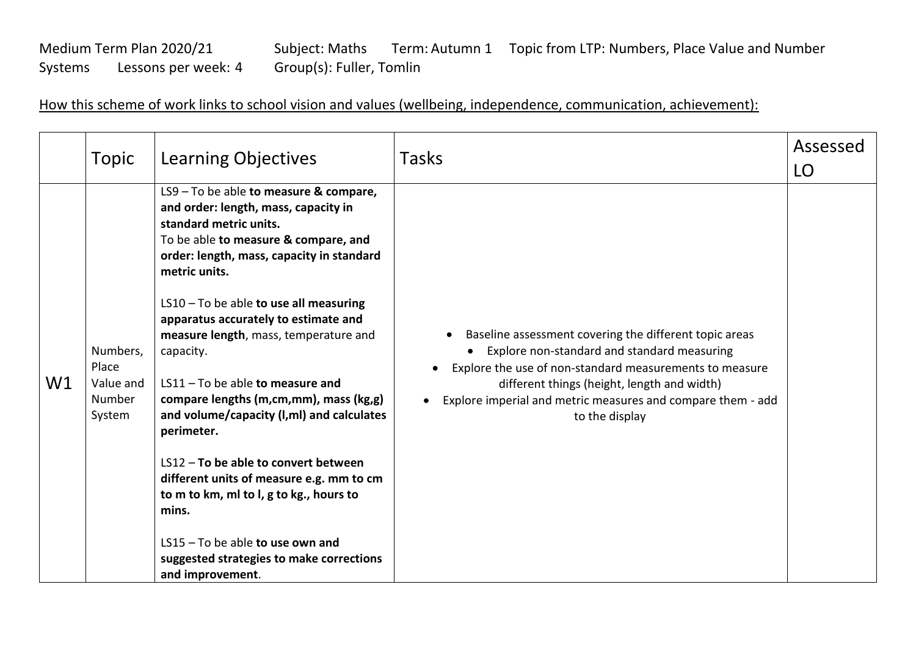Medium Term Plan 2020/21 Subject: Maths Term: Autumn 1 Topic from LTP: Numbers, Place Value and Number Systems Lessons per week: 4 Group(s): Fuller, Tomlin

<u>How this scheme of work links to school vision and values (wellbeing, independence, communication, achievement):</u>

| | Topic | Learning Objectives | Tasks | Assessed LO |
|---|---|---|---|---|
| W1 | Numbers, Place Value and Number System | LS9 – To be able **to measure & compare, and order: length, mass, capacity in standard metric units.**<br>To be able **to measure & compare, and order: length, mass, capacity in standard metric units.**<br><br>LS10 – To be able **to use all measuring apparatus accurately to estimate and measure length**, mass, temperature and capacity.<br><br>LS11 – To be able **to measure and compare lengths (m,cm,mm), mass (kg,g) and volume/capacity (l,ml) and calculates perimeter.**<br><br>LS12 – **To be able to convert between different units of measure e.g. mm to cm to m to km, ml to l, g to kg., hours to mins.**<br><br>LS15 – To be able **to use own and suggested strategies to make corrections and improvement**. | • Baseline assessment covering the different topic areas<br>• Explore non-standard and standard measuring<br>• Explore the use of non-standard measurements to measure different things (height, length and width)<br>• Explore imperial and metric measures and compare them - add to the display | |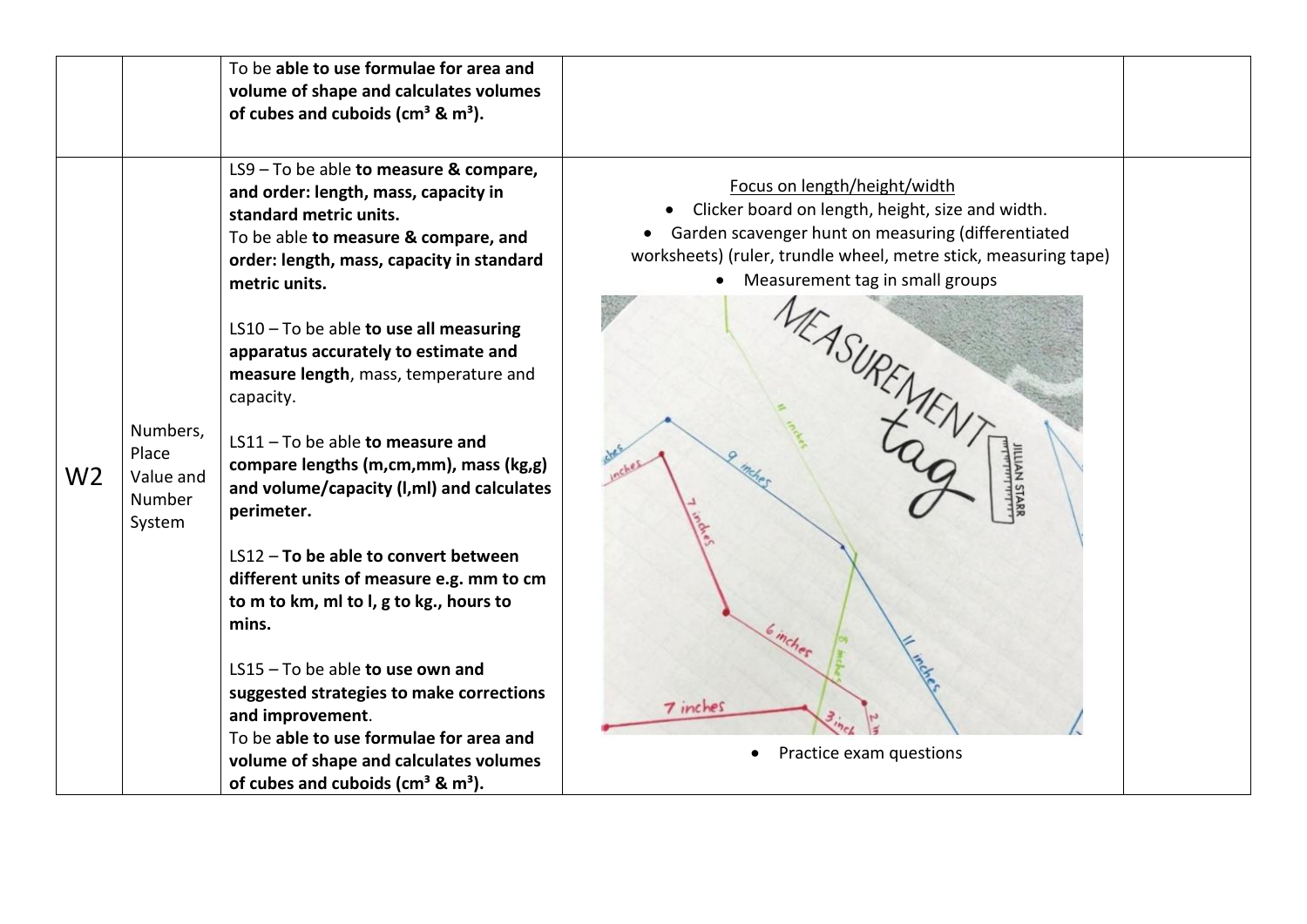| | | | | |
|---|---|---|---|---|
| | | To be **able to use formulae for area and volume of shape and calculates volumes of cubes and cuboids (cm³ & m³).** | | |
| W2 | Numbers, Place Value and Number System | LS9 – To be able **to measure & compare, and order: length, mass, capacity in standard metric units.**<br>To be able **to measure & compare, and order: length, mass, capacity in standard metric units.**<br><br>LS10 – To be able **to use all measuring apparatus accurately to estimate and measure length**, mass, temperature and capacity.<br><br>LS11 – To be able **to measure and compare lengths (m,cm,mm), mass (kg,g) and volume/capacity (l,ml) and calculates perimeter.**<br><br>LS12 – **To be able to convert between different units of measure e.g. mm to cm to m to km, ml to l, g to kg., hours to mins.**<br><br>LS15 – To be able **to use own and suggested strategies to make corrections and improvement**.<br>To be **able to use formulae for area and volume of shape and calculates volumes of cubes and cuboids (cm³ & m³).** | Focus on length/height/width<br>• Clicker board on length, height, size and width.<br>• Garden scavenger hunt on measuring (differentiated worksheets) (ruler, trundle wheel, metre stick, measuring tape)<br>• Measurement tag in small groups<br>• Practice exam questions | |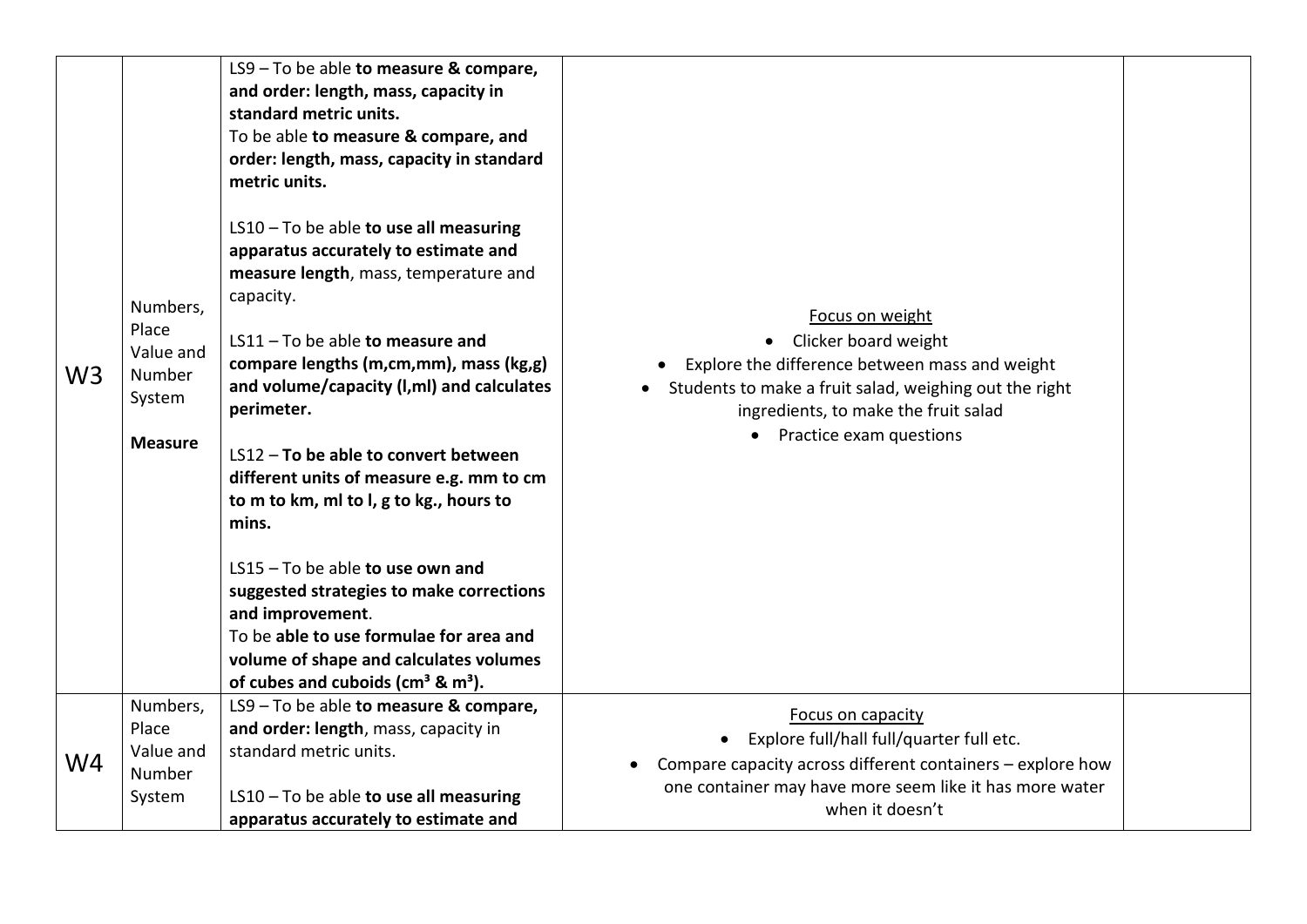| W3 | Numbers, Place Value and Number System<br><br>**Measure** | LS9 – To be able **to measure & compare, and order: length, mass, capacity in standard metric units.**<br>To be able **to measure & compare, and order: length, mass, capacity in standard metric units.**<br><br>LS10 – To be able **to use all measuring apparatus accurately to estimate and measure length**, mass, temperature and capacity.<br><br>LS11 – To be able **to measure and compare lengths (m,cm,mm), mass (kg,g) and volume/capacity (l,ml) and calculates perimeter.**<br><br>LS12 – **To be able to convert between different units of measure e.g. mm to cm to m to km, ml to l, g to kg., hours to mins.**<br><br>LS15 – To be able **to use own and suggested strategies to make corrections and improvement**.<br>To be **able to use formulae for area and volume of shape and calculates volumes of cubes and cuboids (cm³ & m³).** | <u>Focus on weight</u><br>• Clicker board weight<br>• Explore the difference between mass and weight<br>• Students to make a fruit salad, weighing out the right ingredients, to make the fruit salad<br>• Practice exam questions | |
|---|---|---|---|---|
| W4 | Numbers, Place Value and Number System | LS9 – To be able **to measure & compare, and order: length**, mass, capacity in standard metric units.<br><br>LS10 – To be able **to use all measuring apparatus accurately to estimate and** | <u>Focus on capacity</u><br>• Explore full/hall full/quarter full etc.<br>• Compare capacity across different containers – explore how one container may have more seem like it has more water when it doesn't | |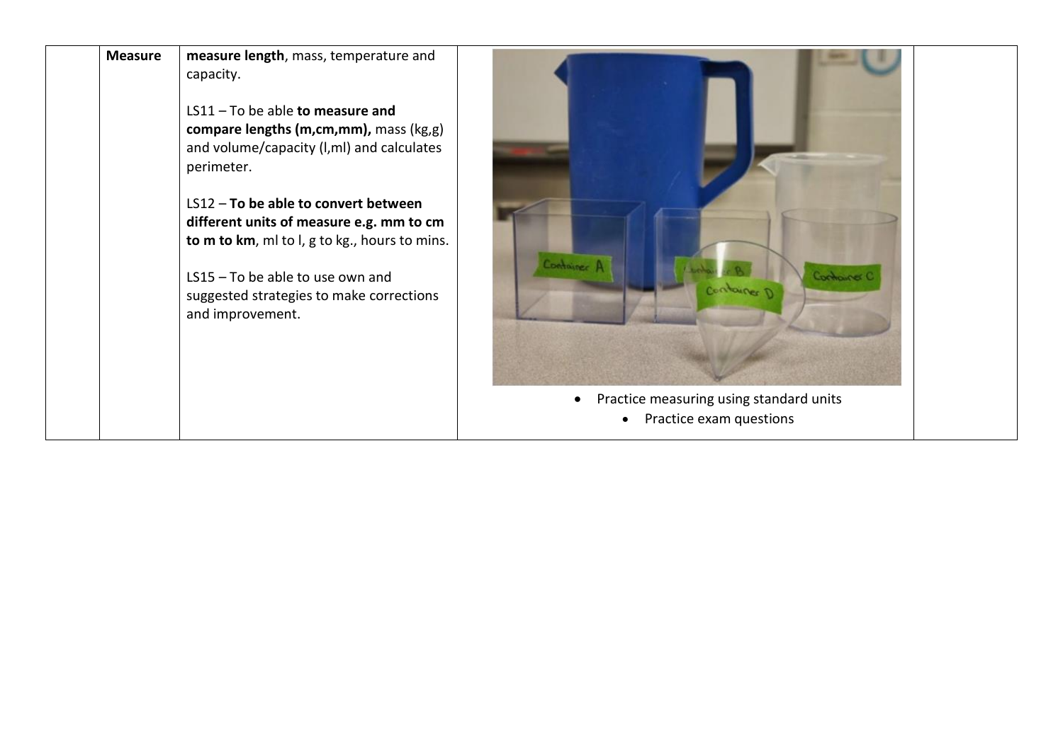|  | **Measure** | **measure length**, mass, temperature and capacity.<br><br>LS11 – To be able **to measure and compare lengths (m,cm,mm),** mass (kg,g) and volume/capacity (l,ml) and calculates perimeter.<br><br>LS12 – **To be able to convert between different units of measure e.g. mm to cm to m to km**, ml to l, g to kg., hours to mins.<br><br>LS15 – To be able to use own and suggested strategies to make corrections and improvement. | • Practice measuring using standard units<br>• Practice exam questions |  |
|---|---|---|---|---|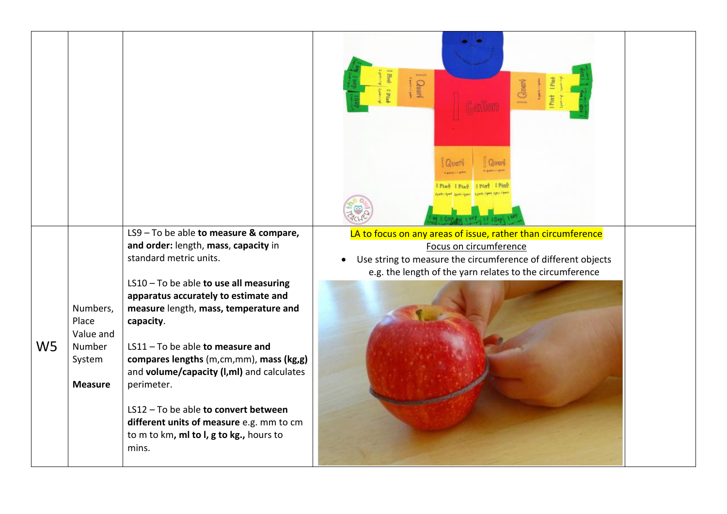|  |  |  |  |  |
|---|---|---|---|---|
|  |  |  |  |  |
| W5 | Numbers, Place Value and Number System<br><br>**Measure** | LS9 – To be able **to measure & compare, and order:** length, **mass**, **capacity** in standard metric units.<br><br>LS10 – To be able **to use all measuring apparatus accurately to estimate and measure** length, **mass, temperature and capacity**.<br><br>LS11 – To be able **to measure and compares lengths** (m,cm,mm), **mass (kg,g)** and **volume/capacity (l,ml)** and calculates perimeter.<br><br>LS12 – To be able **to convert between different units of measure** e.g. mm to cm to m to km, **ml to l, g to kg.,** hours to mins. | LA to focus on any areas of issue, rather than circumference<br><br>Focus on circumference<br><br>• Use string to measure the circumference of different objects e.g. the length of the yarn relates to the circumference |  |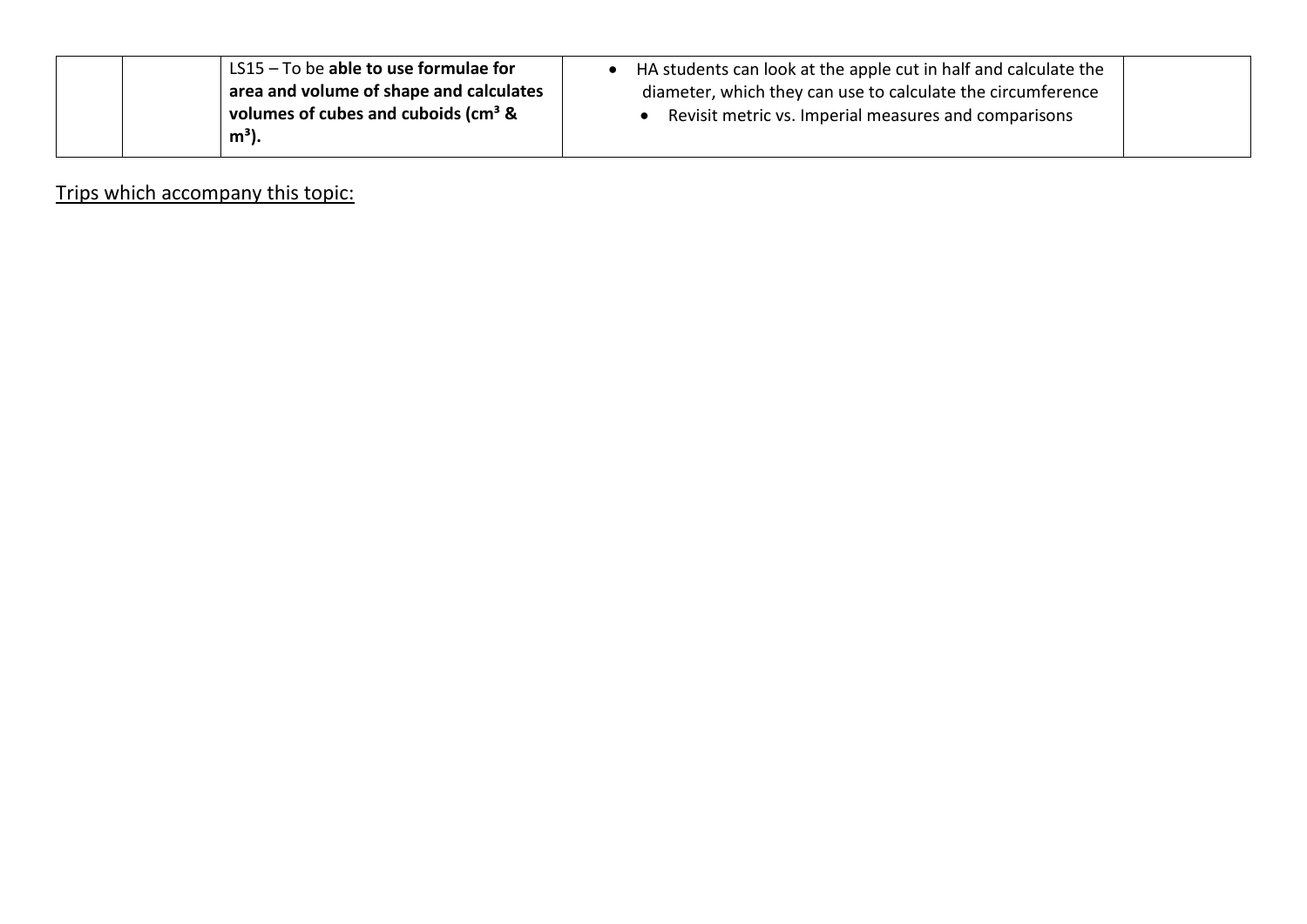| | | | | |
|---|---|---|---|---|
| | | LS15 – To be **able to use formulae for area and volume of shape and calculates volumes of cubes and cuboids ($cm^3$ & $m^3$).** | • HA students can look at the apple cut in half and calculate the diameter, which they can use to calculate the circumference<br>• Revisit metric vs. Imperial measures and comparisons | |

<u>Trips which accompany this topic:</u>